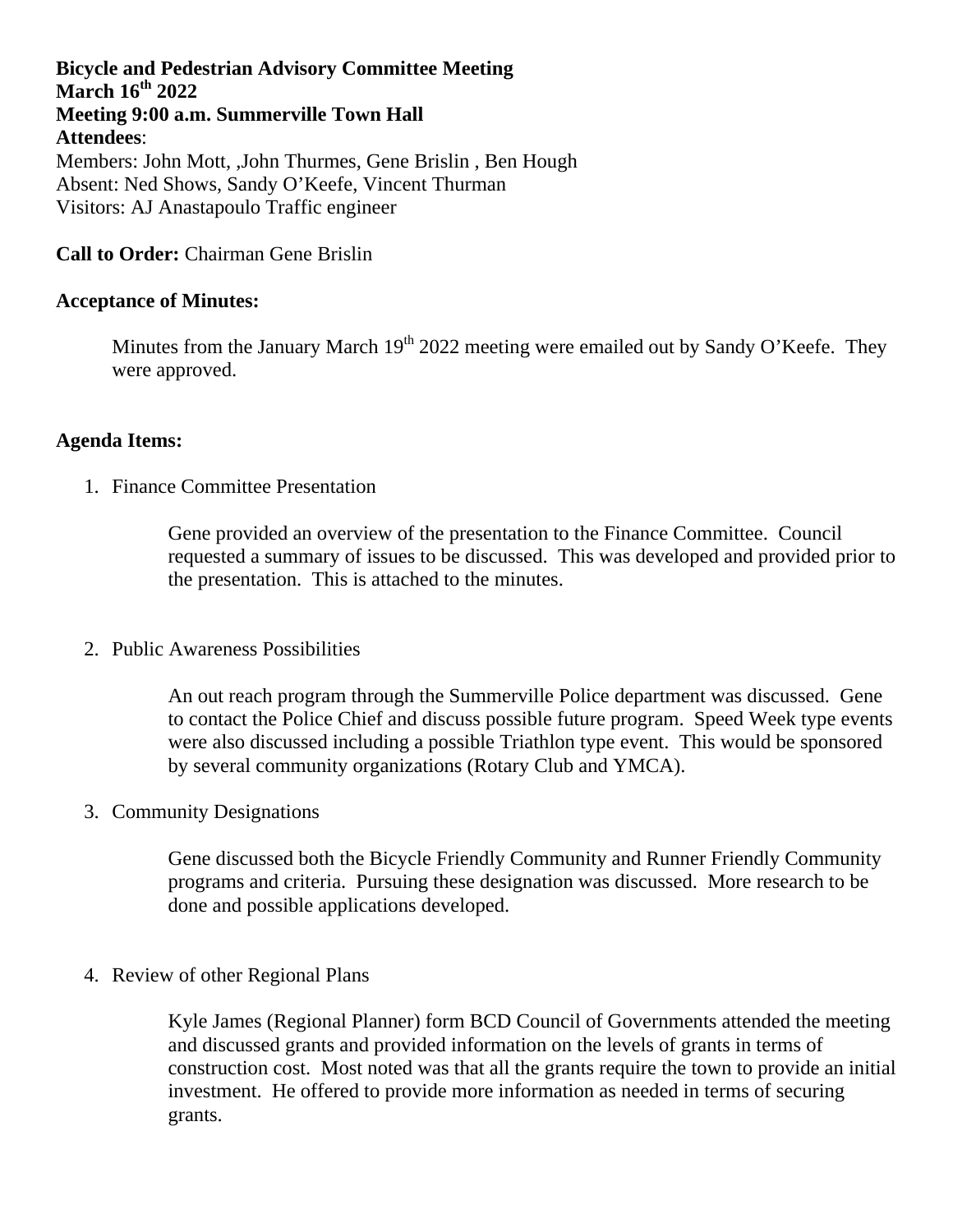**Bicycle and Pedestrian Advisory Committee Meeting**
**March 16th 2022**
**Meeting 9:00 a.m. Summerville Town Hall**
**Attendees**:
Members: John Mott, ,John Thurmes, Gene Brislin , Ben Hough
Absent: Ned Shows, Sandy O'Keefe, Vincent Thurman
Visitors: AJ Anastapoulo Traffic engineer

**Call to Order:** Chairman Gene Brislin

**Acceptance of Minutes:**

> Minutes from the January March 19th 2022 meeting were emailed out by Sandy O'Keefe. They were approved.

**Agenda Items:**

1. Finance Committee Presentation

   Gene provided an overview of the presentation to the Finance Committee. Council requested a summary of issues to be discussed. This was developed and provided prior to the presentation. This is attached to the minutes.

2. Public Awareness Possibilities

   An out reach program through the Summerville Police department was discussed. Gene to contact the Police Chief and discuss possible future program. Speed Week type events were also discussed including a possible Triathlon type event. This would be sponsored by several community organizations (Rotary Club and YMCA).

3. Community Designations

   Gene discussed both the Bicycle Friendly Community and Runner Friendly Community programs and criteria. Pursuing these designation was discussed. More research to be done and possible applications developed.

4. Review of other Regional Plans

   Kyle James (Regional Planner) form BCD Council of Governments attended the meeting and discussed grants and provided information on the levels of grants in terms of construction cost. Most noted was that all the grants require the town to provide an initial investment. He offered to provide more information as needed in terms of securing grants.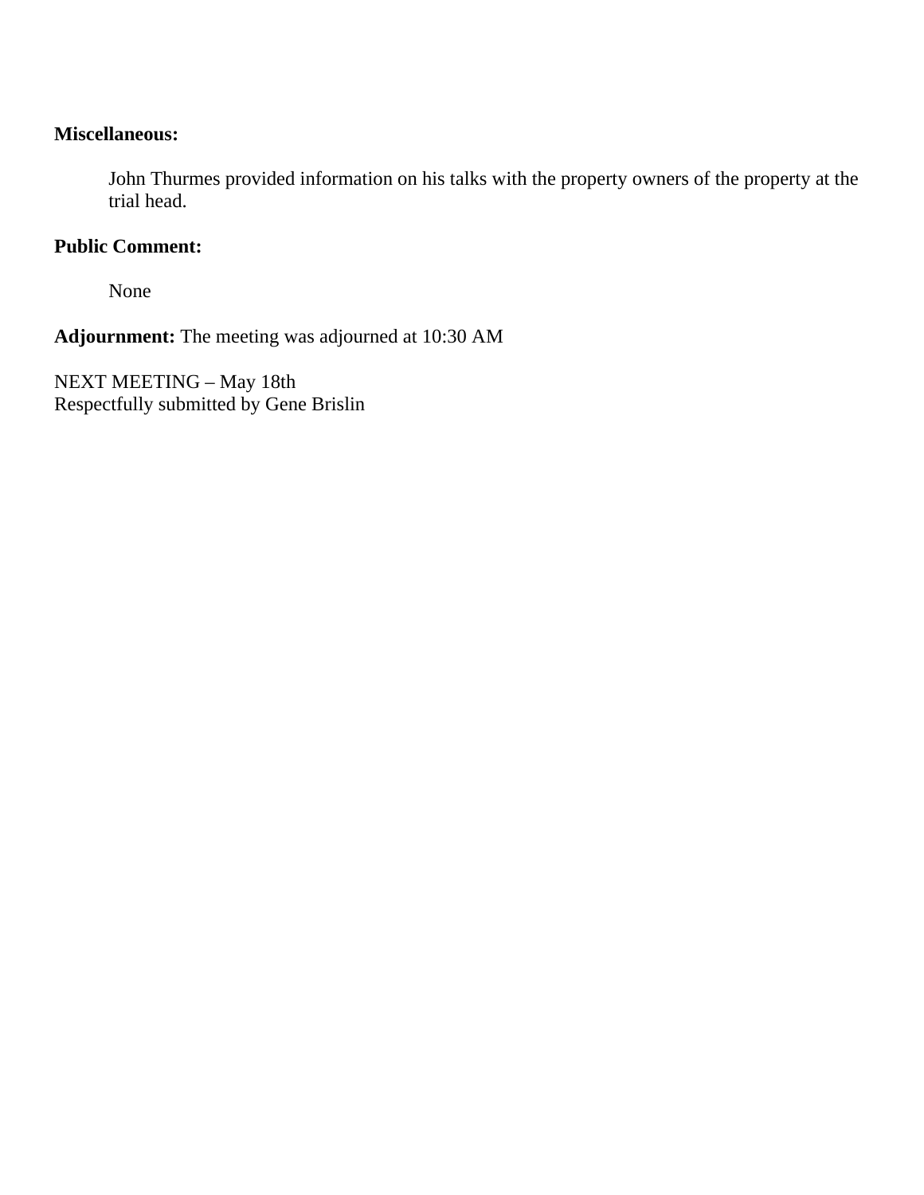**Miscellaneous:**

John Thurmes provided information on his talks with the property owners of the property at the trial head.

**Public Comment:**

None

**Adjournment:** The meeting was adjourned at 10:30 AM

NEXT MEETING – May 18th
Respectfully submitted by Gene Brislin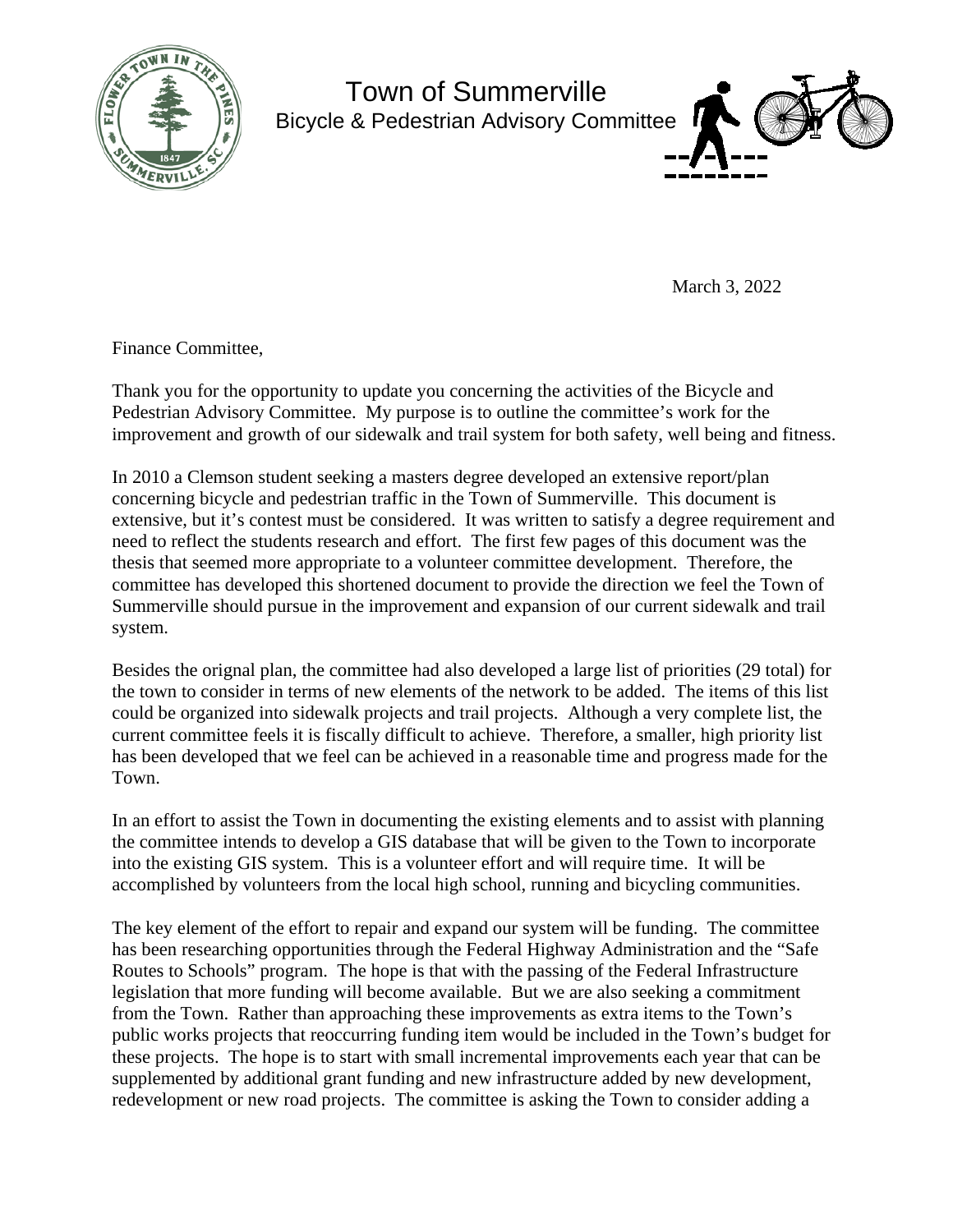# Town of Summerville

## Bicycle & Pedestrian Advisory Committee

March 3, 2022

Finance Committee,

Thank you for the opportunity to update you concerning the activities of the Bicycle and Pedestrian Advisory Committee. My purpose is to outline the committee's work for the improvement and growth of our sidewalk and trail system for both safety, well being and fitness.

In 2010 a Clemson student seeking a masters degree developed an extensive report/plan concerning bicycle and pedestrian traffic in the Town of Summerville. This document is extensive, but it's contest must be considered. It was written to satisfy a degree requirement and need to reflect the students research and effort. The first few pages of this document was the thesis that seemed more appropriate to a volunteer committee development. Therefore, the committee has developed this shortened document to provide the direction we feel the Town of Summerville should pursue in the improvement and expansion of our current sidewalk and trail system.

Besides the orignal plan, the committee had also developed a large list of priorities (29 total) for the town to consider in terms of new elements of the network to be added. The items of this list could be organized into sidewalk projects and trail projects. Although a very complete list, the current committee feels it is fiscally difficult to achieve. Therefore, a smaller, high priority list has been developed that we feel can be achieved in a reasonable time and progress made for the Town.

In an effort to assist the Town in documenting the existing elements and to assist with planning the committee intends to develop a GIS database that will be given to the Town to incorporate into the existing GIS system. This is a volunteer effort and will require time. It will be accomplished by volunteers from the local high school, running and bicycling communities.

The key element of the effort to repair and expand our system will be funding. The committee has been researching opportunities through the Federal Highway Administration and the "Safe Routes to Schools" program. The hope is that with the passing of the Federal Infrastructure legislation that more funding will become available. But we are also seeking a commitment from the Town. Rather than approaching these improvements as extra items to the Town's public works projects that reoccurring funding item would be included in the Town's budget for these projects. The hope is to start with small incremental improvements each year that can be supplemented by additional grant funding and new infrastructure added by new development, redevelopment or new road projects. The committee is asking the Town to consider adding a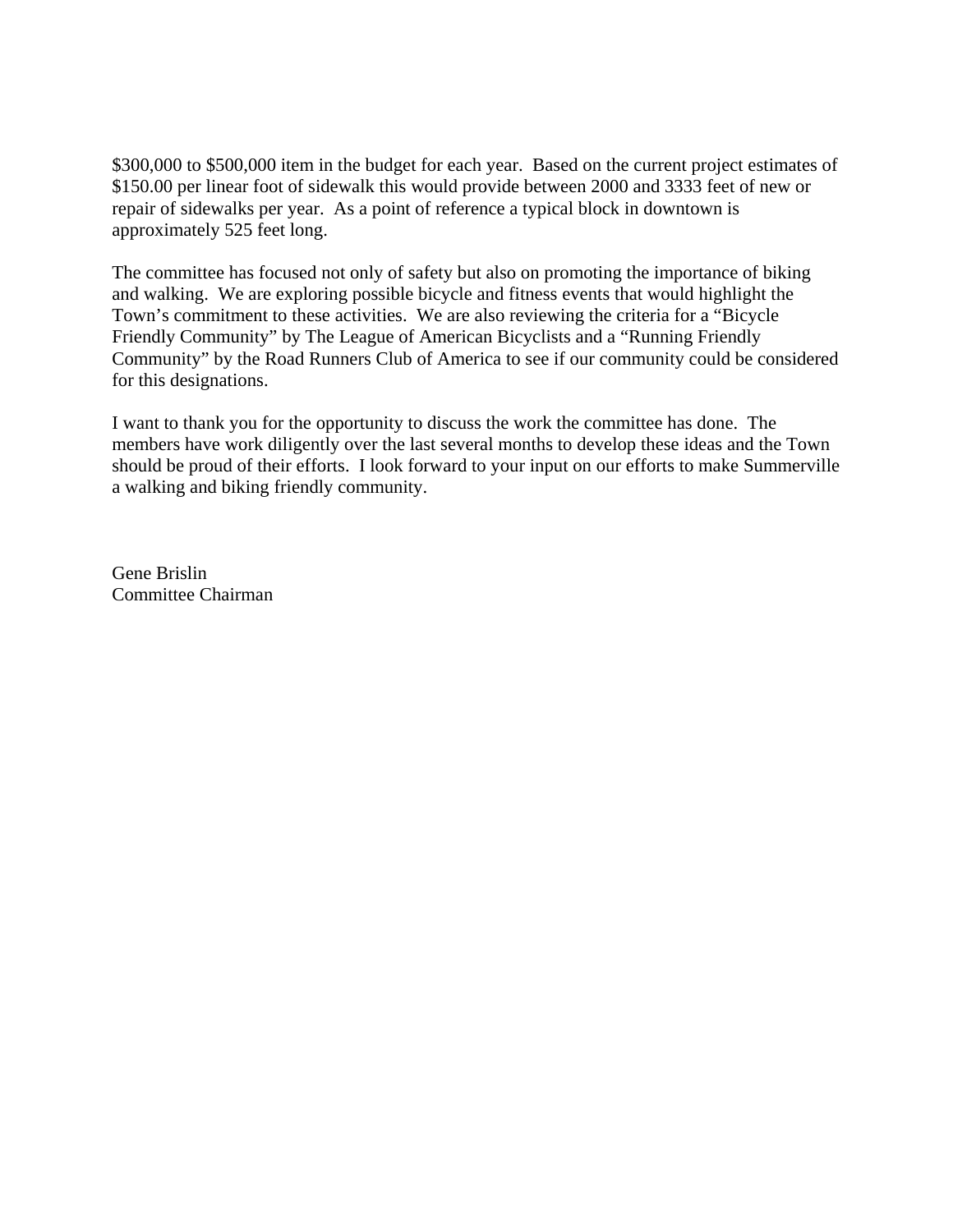$300,000 to $500,000 item in the budget for each year. Based on the current project estimates of $150.00 per linear foot of sidewalk this would provide between 2000 and 3333 feet of new or repair of sidewalks per year. As a point of reference a typical block in downtown is approximately 525 feet long.

The committee has focused not only of safety but also on promoting the importance of biking and walking. We are exploring possible bicycle and fitness events that would highlight the Town's commitment to these activities. We are also reviewing the criteria for a "Bicycle Friendly Community" by The League of American Bicyclists and a "Running Friendly Community" by the Road Runners Club of America to see if our community could be considered for this designations.

I want to thank you for the opportunity to discuss the work the committee has done. The members have work diligently over the last several months to develop these ideas and the Town should be proud of their efforts. I look forward to your input on our efforts to make Summerville a walking and biking friendly community.

Gene Brislin
Committee Chairman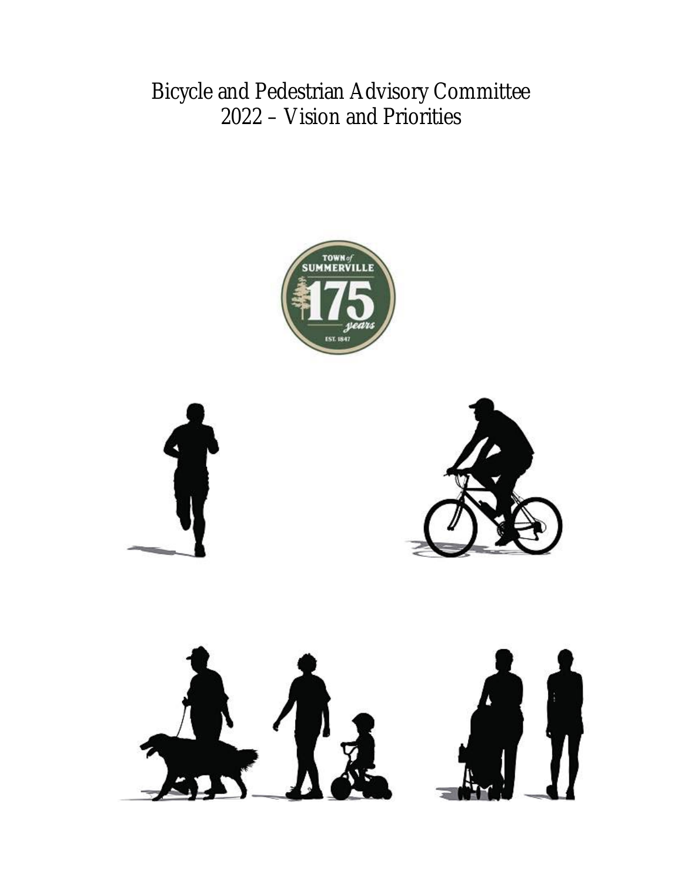# Bicycle and Pedestrian Advisory Committee
# 2022 – Vision and Priorities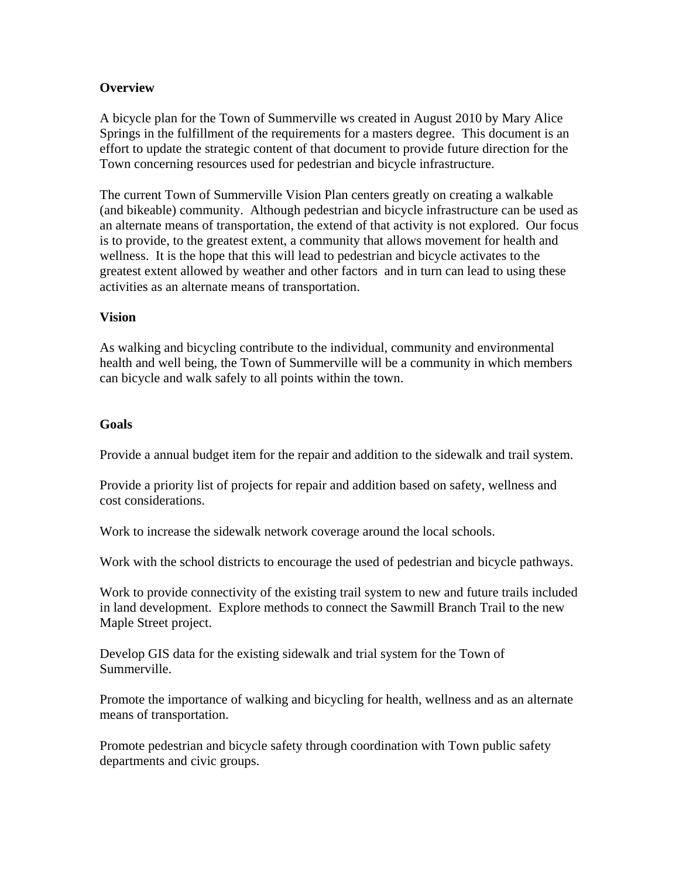**Overview**

A bicycle plan for the Town of Summerville ws created in August 2010 by Mary Alice Springs in the fulfillment of the requirements for a masters degree. This document is an effort to update the strategic content of that document to provide future direction for the Town concerning resources used for pedestrian and bicycle infrastructure.

The current Town of Summerville Vision Plan centers greatly on creating a walkable (and bikeable) community. Although pedestrian and bicycle infrastructure can be used as an alternate means of transportation, the extend of that activity is not explored. Our focus is to provide, to the greatest extent, a community that allows movement for health and wellness. It is the hope that this will lead to pedestrian and bicycle activates to the greatest extent allowed by weather and other factors and in turn can lead to using these activities as an alternate means of transportation.

**Vision**

As walking and bicycling contribute to the individual, community and environmental health and well being, the Town of Summerville will be a community in which members can bicycle and walk safely to all points within the town.

**Goals**

Provide a annual budget item for the repair and addition to the sidewalk and trail system.

Provide a priority list of projects for repair and addition based on safety, wellness and cost considerations.

Work to increase the sidewalk network coverage around the local schools.

Work with the school districts to encourage the used of pedestrian and bicycle pathways.

Work to provide connectivity of the existing trail system to new and future trails included in land development. Explore methods to connect the Sawmill Branch Trail to the new Maple Street project.

Develop GIS data for the existing sidewalk and trial system for the Town of Summerville.

Promote the importance of walking and bicycling for health, wellness and as an alternate means of transportation.

Promote pedestrian and bicycle safety through coordination with Town public safety departments and civic groups.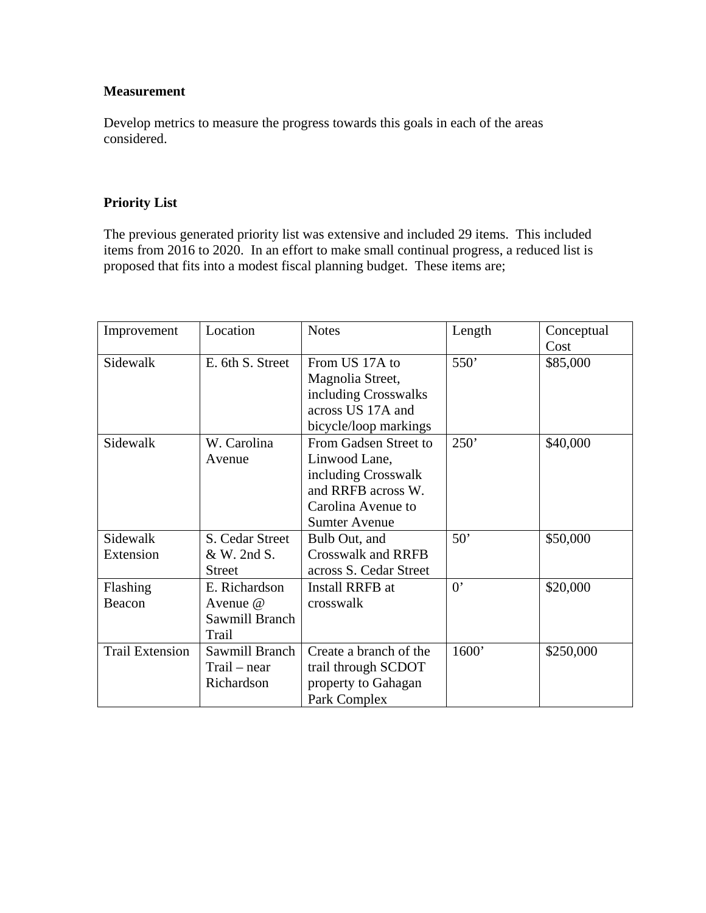**Measurement**

Develop metrics to measure the progress towards this goals in each of the areas considered.

**Priority List**

The previous generated priority list was extensive and included 29 items. This included items from 2016 to 2020. In an effort to make small continual progress, a reduced list is proposed that fits into a modest fiscal planning budget. These items are;

| Improvement | Location | Notes | Length | Conceptual Cost |
|---|---|---|---|---|
| Sidewalk | E. 6th S. Street | From US 17A to Magnolia Street, including Crosswalks across US 17A and bicycle/loop markings | 550’ | $85,000 |
| Sidewalk | W. Carolina Avenue | From Gadsen Street to Linwood Lane, including Crosswalk and RRFB across W. Carolina Avenue to Sumter Avenue | 250’ | $40,000 |
| Sidewalk Extension | S. Cedar Street & W. 2nd S. Street | Bulb Out, and Crosswalk and RRFB across S. Cedar Street | 50’ | $50,000 |
| Flashing Beacon | E. Richardson Avenue @ Sawmill Branch Trail | Install RRFB at crosswalk | 0’ | $20,000 |
| Trail Extension | Sawmill Branch Trail – near Richardson | Create a branch of the trail through SCDOT property to Gahagan Park Complex | 1600’ | $250,000 |